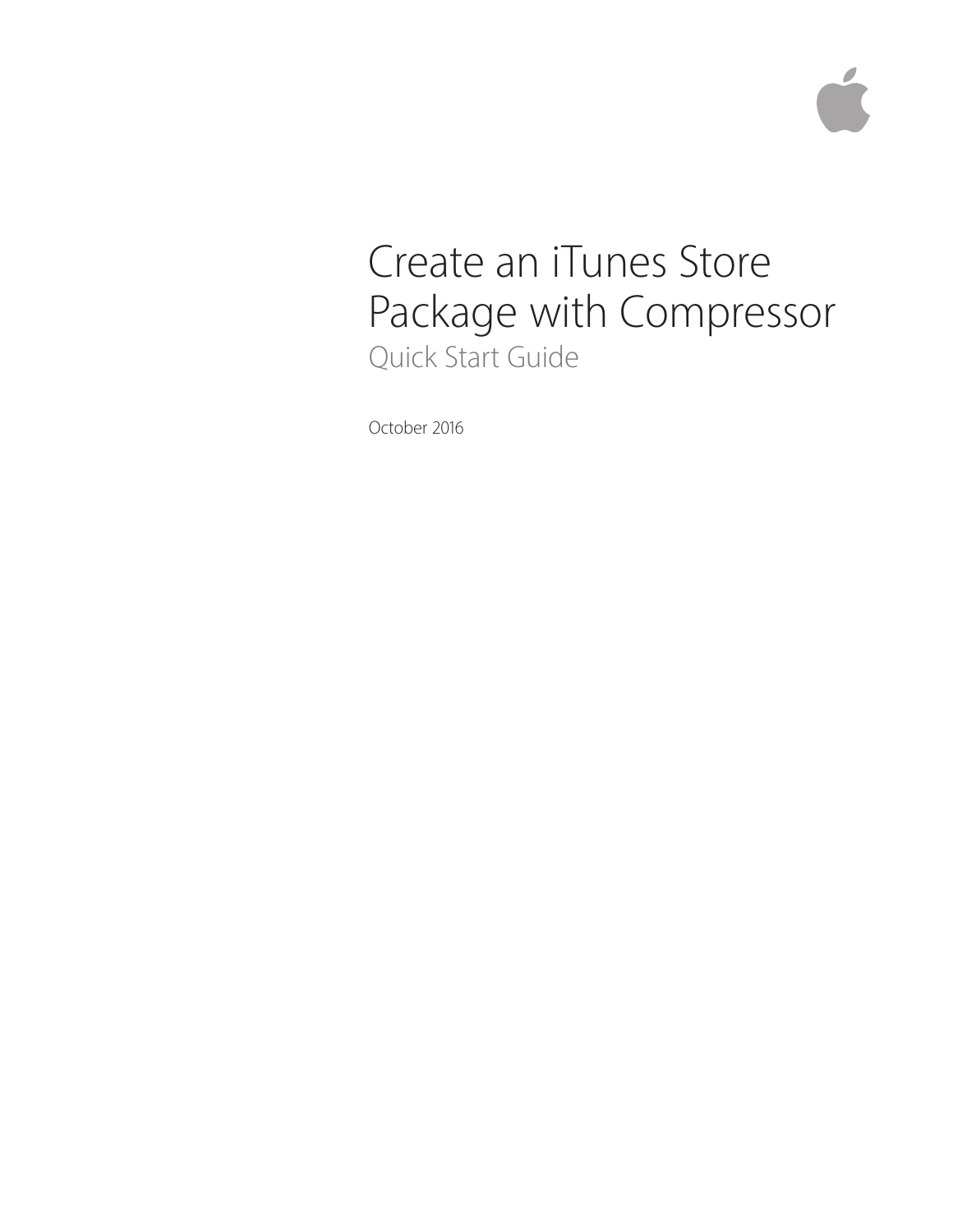# Create an iTunes Store Package with Compressor

## Quick Start Guide

October 2016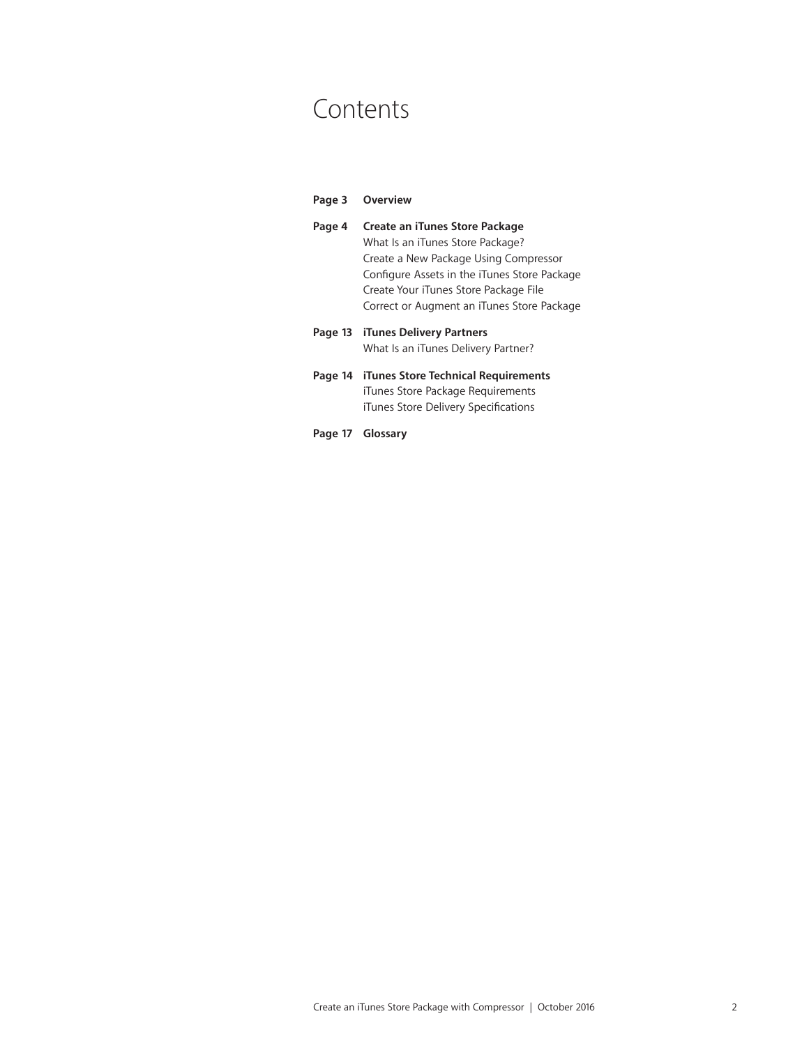# Contents

**Page 3 Overview**

**Page 4 Create an iTunes Store Package**
What Is an iTunes Store Package?
Create a New Package Using Compressor
Configure Assets in the iTunes Store Package
Create Your iTunes Store Package File
Correct or Augment an iTunes Store Package

**Page 13 iTunes Delivery Partners**
What Is an iTunes Delivery Partner?

**Page 14 iTunes Store Technical Requirements**
iTunes Store Package Requirements
iTunes Store Delivery Specifications

**Page 17 Glossary**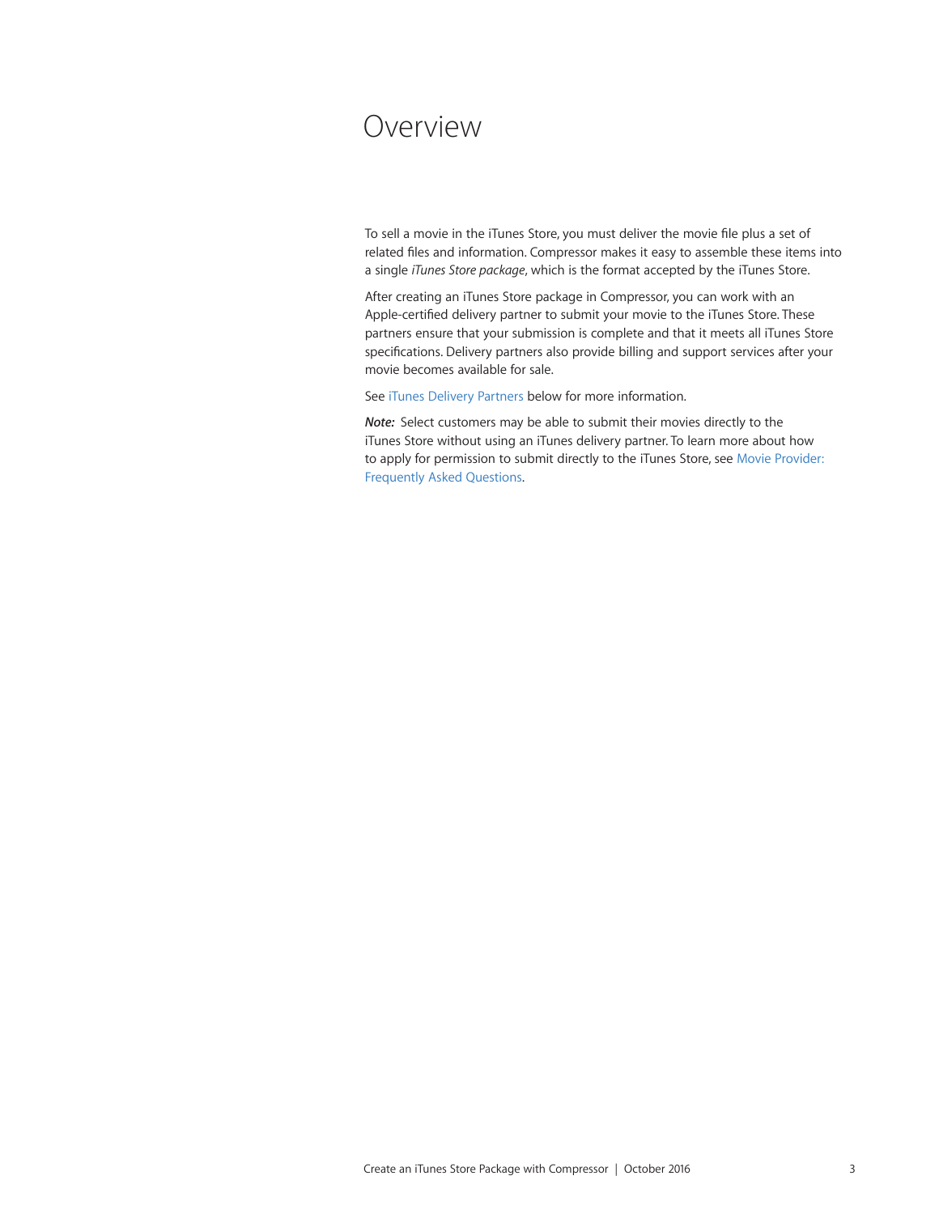# Overview

To sell a movie in the iTunes Store, you must deliver the movie file plus a set of related files and information. Compressor makes it easy to assemble these items into a single *iTunes Store package*, which is the format accepted by the iTunes Store.

After creating an iTunes Store package in Compressor, you can work with an Apple-certified delivery partner to submit your movie to the iTunes Store. These partners ensure that your submission is complete and that it meets all iTunes Store specifications. Delivery partners also provide billing and support services after your movie becomes available for sale.

See iTunes Delivery Partners below for more information.

***Note:*** Select customers may be able to submit their movies directly to the iTunes Store without using an iTunes delivery partner. To learn more about how to apply for permission to submit directly to the iTunes Store, see Movie Provider: Frequently Asked Questions.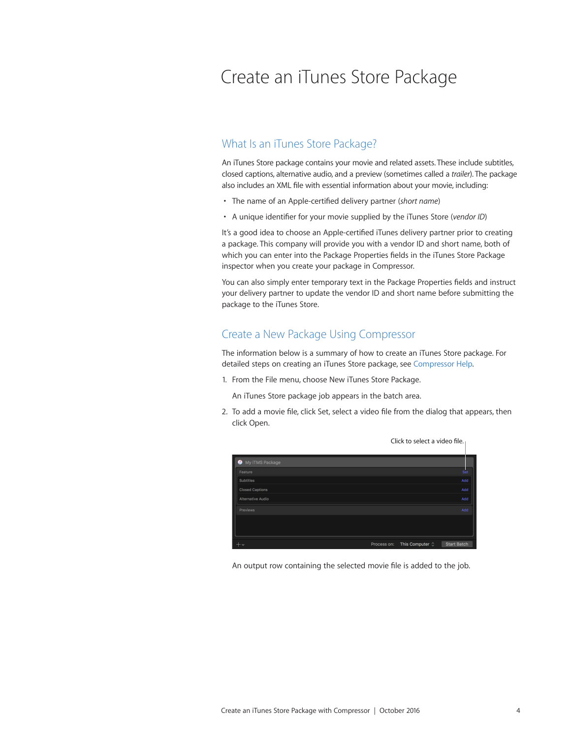# Create an iTunes Store Package

## What Is an iTunes Store Package?

An iTunes Store package contains your movie and related assets. These include subtitles, closed captions, alternative audio, and a preview (sometimes called a *trailer*). The package also includes an XML file with essential information about your movie, including:

- The name of an Apple-certified delivery partner (*short name*)
- A unique identifier for your movie supplied by the iTunes Store (*vendor ID*)

It's a good idea to choose an Apple-certified iTunes delivery partner prior to creating a package. This company will provide you with a vendor ID and short name, both of which you can enter into the Package Properties fields in the iTunes Store Package inspector when you create your package in Compressor.

You can also simply enter temporary text in the Package Properties fields and instruct your delivery partner to update the vendor ID and short name before submitting the package to the iTunes Store.

## Create a New Package Using Compressor

The information below is a summary of how to create an iTunes Store package. For detailed steps on creating an iTunes Store package, see Compressor Help.

1. From the File menu, choose New iTunes Store Package.

   An iTunes Store package job appears in the batch area.

2. To add a movie file, click Set, select a video file from the dialog that appears, then click Open.

   Click to select a video file.

   An output row containing the selected movie file is added to the job.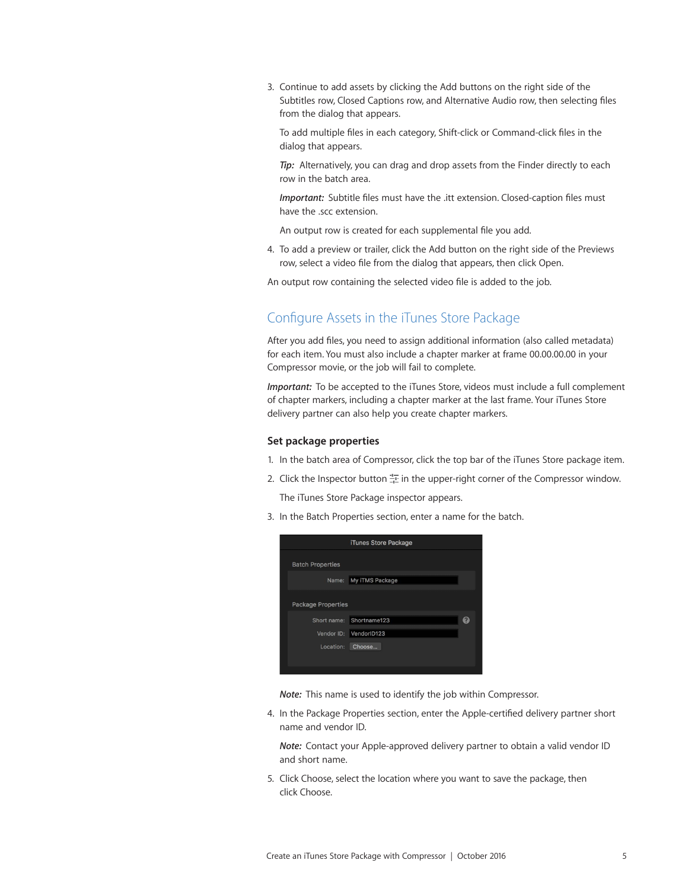3. Continue to add assets by clicking the Add buttons on the right side of the Subtitles row, Closed Captions row, and Alternative Audio row, then selecting files from the dialog that appears.

   To add multiple files in each category, Shift-click or Command-click files in the dialog that appears.

   ***Tip:*** Alternatively, you can drag and drop assets from the Finder directly to each row in the batch area.

   ***Important:*** Subtitle files must have the .itt extension. Closed-caption files must have the .scc extension.

   An output row is created for each supplemental file you add.

4. To add a preview or trailer, click the Add button on the right side of the Previews row, select a video file from the dialog that appears, then click Open.

An output row containing the selected video file is added to the job.

## Configure Assets in the iTunes Store Package

After you add files, you need to assign additional information (also called metadata) for each item. You must also include a chapter marker at frame 00.00.00.00 in your Compressor movie, or the job will fail to complete.

***Important:*** To be accepted to the iTunes Store, videos must include a full complement of chapter markers, including a chapter marker at the last frame. Your iTunes Store delivery partner can also help you create chapter markers.

### Set package properties

1. In the batch area of Compressor, click the top bar of the iTunes Store package item.
2. Click the Inspector button in the upper-right corner of the Compressor window.

   The iTunes Store Package inspector appears.

3. In the Batch Properties section, enter a name for the batch.

   iTunes Store Package

   Batch Properties

   Name: My iTMS Package

   Package Properties

   Short name: Shortname123

   Vendor ID: VendorID123

   Location: Choose...

   ***Note:*** This name is used to identify the job within Compressor.

4. In the Package Properties section, enter the Apple-certified delivery partner short name and vendor ID.

   ***Note:*** Contact your Apple-approved delivery partner to obtain a valid vendor ID and short name.

5. Click Choose, select the location where you want to save the package, then click Choose.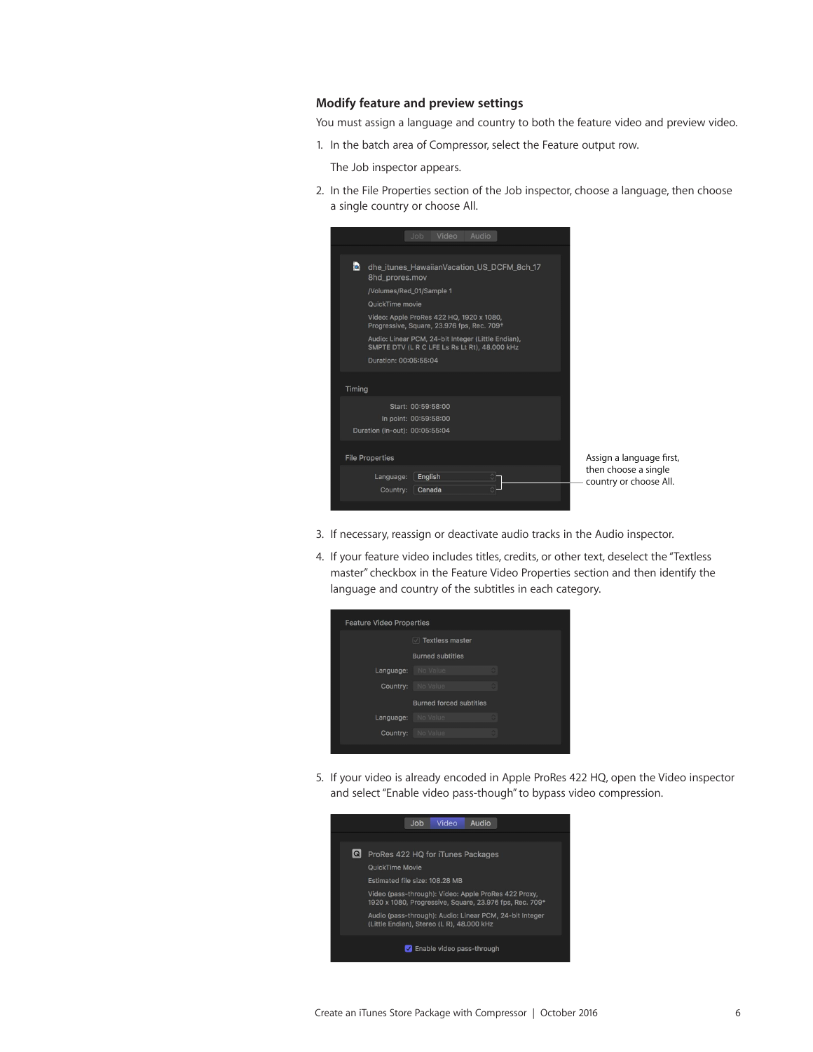### Modify feature and preview settings

You must assign a language and country to both the feature video and preview video.

1. In the batch area of Compressor, select the Feature output row.

   The Job inspector appears.

2. In the File Properties section of the Job inspector, choose a language, then choose a single country or choose All.

   Assign a language first, then choose a single country or choose All.

3. If necessary, reassign or deactivate audio tracks in the Audio inspector.

4. If your feature video includes titles, credits, or other text, deselect the "Textless master" checkbox in the Feature Video Properties section and then identify the language and country of the subtitles in each category.

5. If your video is already encoded in Apple ProRes 422 HQ, open the Video inspector and select "Enable video pass-though" to bypass video compression.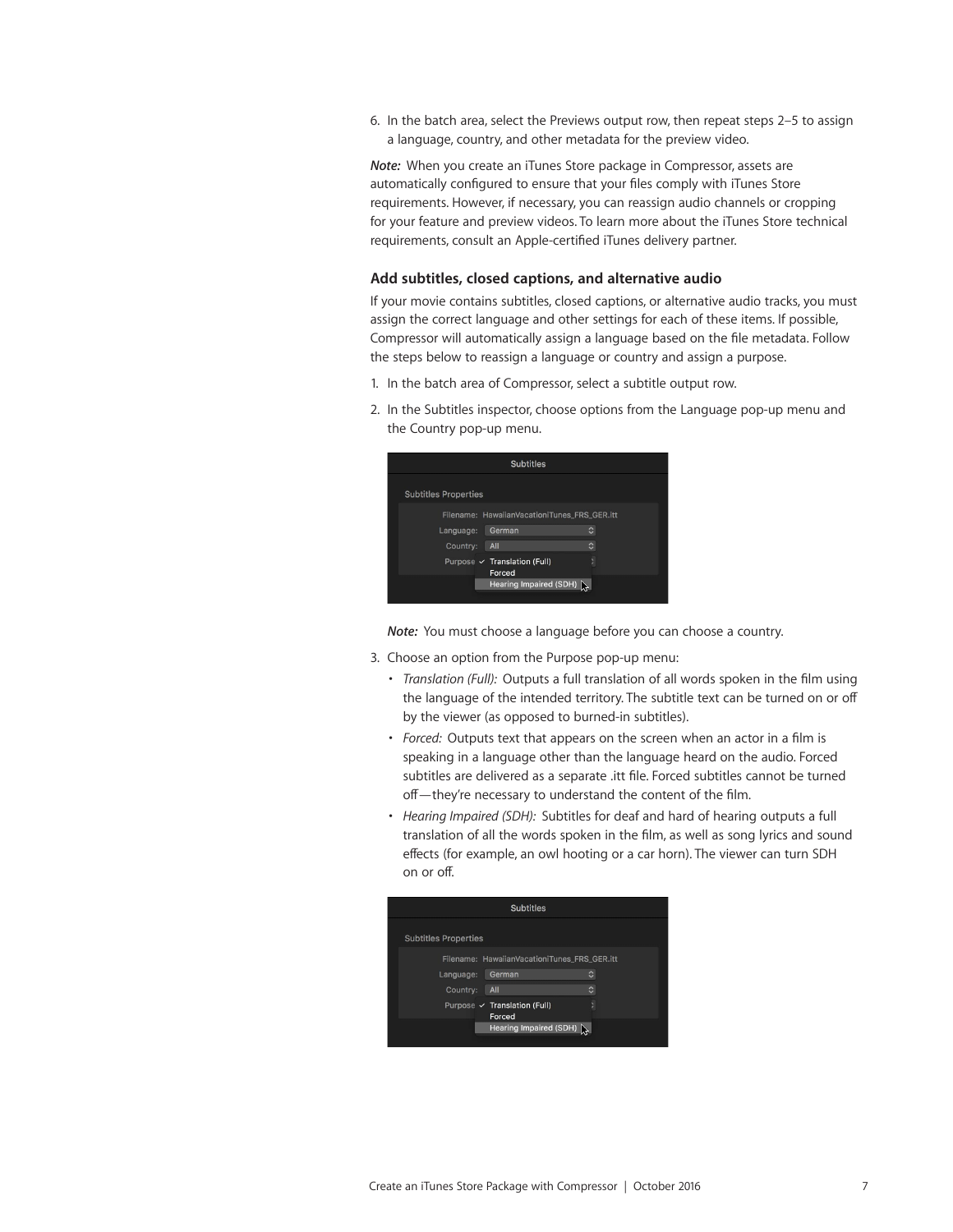6. In the batch area, select the Previews output row, then repeat steps 2–5 to assign a language, country, and other metadata for the preview video.

***Note:*** When you create an iTunes Store package in Compressor, assets are automatically configured to ensure that your files comply with iTunes Store requirements. However, if necessary, you can reassign audio channels or cropping for your feature and preview videos. To learn more about the iTunes Store technical requirements, consult an Apple-certified iTunes delivery partner.

### Add subtitles, closed captions, and alternative audio

If your movie contains subtitles, closed captions, or alternative audio tracks, you must assign the correct language and other settings for each of these items. If possible, Compressor will automatically assign a language based on the file metadata. Follow the steps below to reassign a language or country and assign a purpose.

1. In the batch area of Compressor, select a subtitle output row.
2. In the Subtitles inspector, choose options from the Language pop-up menu and the Country pop-up menu.

   ***Note:*** You must choose a language before you can choose a country.

3. Choose an option from the Purpose pop-up menu:
   - *Translation (Full):* Outputs a full translation of all words spoken in the film using the language of the intended territory. The subtitle text can be turned on or off by the viewer (as opposed to burned-in subtitles).
   - *Forced:* Outputs text that appears on the screen when an actor in a film is speaking in a language other than the language heard on the audio. Forced subtitles are delivered as a separate .itt file. Forced subtitles cannot be turned off—they're necessary to understand the content of the film.
   - *Hearing Impaired (SDH):* Subtitles for deaf and hard of hearing outputs a full translation of all the words spoken in the film, as well as song lyrics and sound effects (for example, an owl hooting or a car horn). The viewer can turn SDH on or off.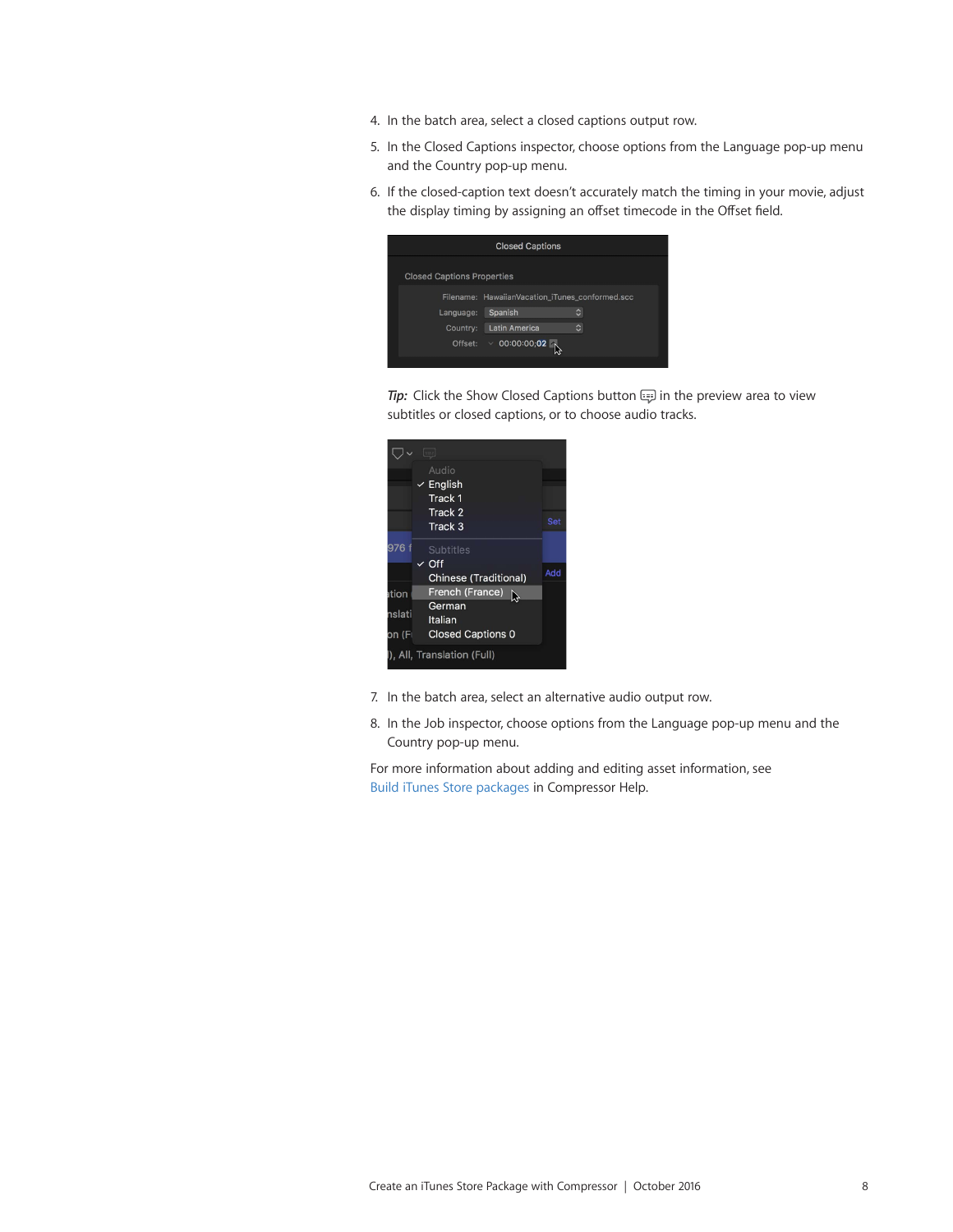4. In the batch area, select a closed captions output row.
5. In the Closed Captions inspector, choose options from the Language pop-up menu and the Country pop-up menu.
6. If the closed-caption text doesn't accurately match the timing in your movie, adjust the display timing by assigning an offset timecode in the Offset field.

*Tip:* Click the Show Closed Captions button in the preview area to view subtitles or closed captions, or to choose audio tracks.

7. In the batch area, select an alternative audio output row.
8. In the Job inspector, choose options from the Language pop-up menu and the Country pop-up menu.

For more information about adding and editing asset information, see Build iTunes Store packages in Compressor Help.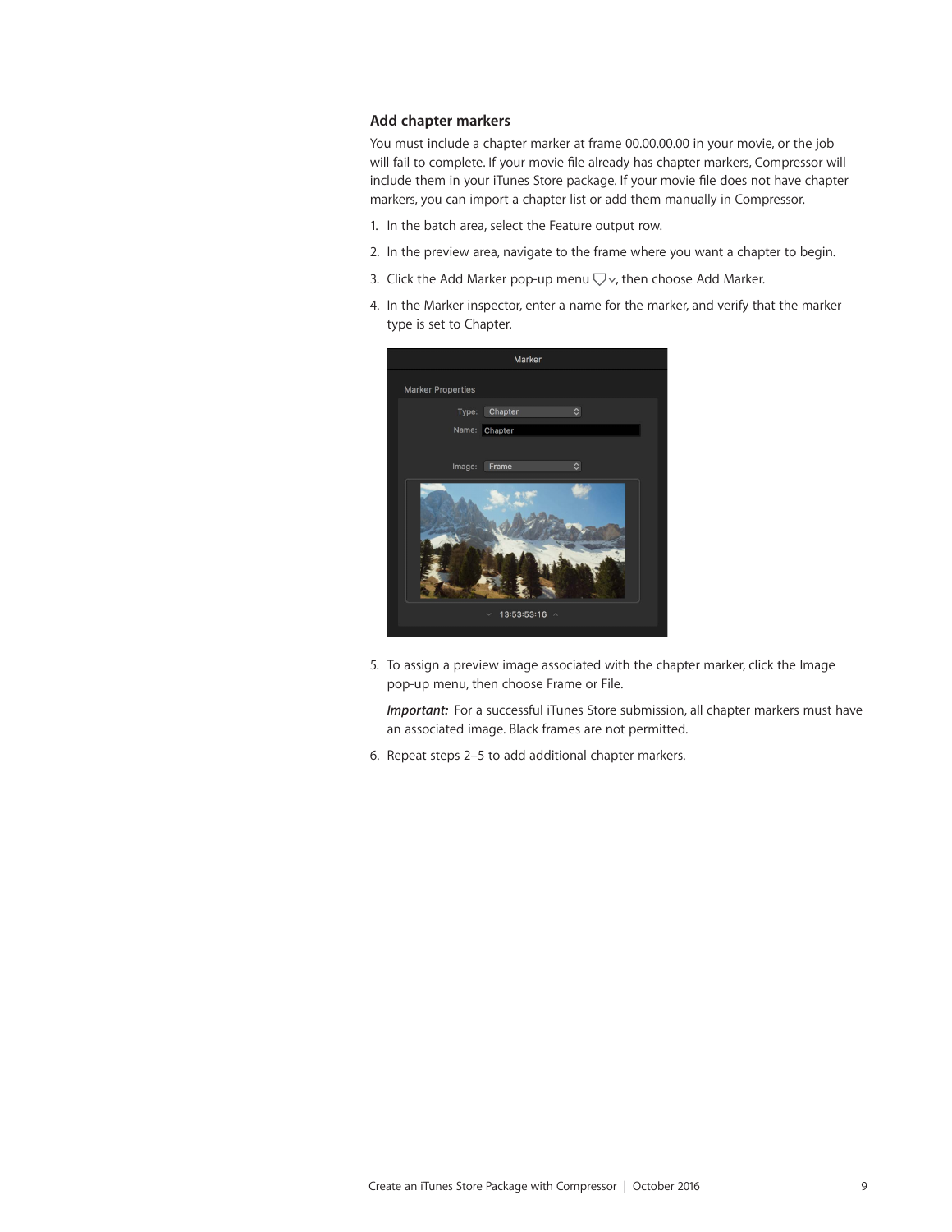### Add chapter markers

You must include a chapter marker at frame 00.00.00.00 in your movie, or the job will fail to complete. If your movie file already has chapter markers, Compressor will include them in your iTunes Store package. If your movie file does not have chapter markers, you can import a chapter list or add them manually in Compressor.

1. In the batch area, select the Feature output row.
2. In the preview area, navigate to the frame where you want a chapter to begin.
3. Click the Add Marker pop-up menu, then choose Add Marker.
4. In the Marker inspector, enter a name for the marker, and verify that the marker type is set to Chapter.
5. To assign a preview image associated with the chapter marker, click the Image pop-up menu, then choose Frame or File.

   ***Important:*** For a successful iTunes Store submission, all chapter markers must have an associated image. Black frames are not permitted.

6. Repeat steps 2–5 to add additional chapter markers.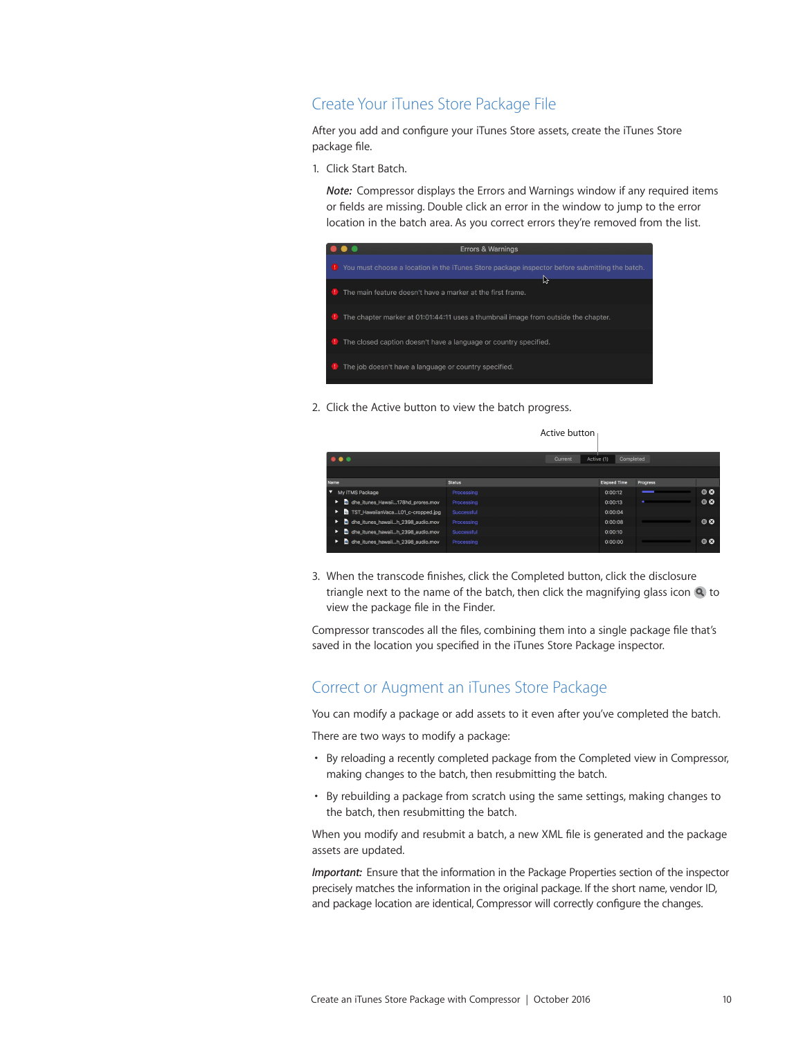## Create Your iTunes Store Package File

After you add and configure your iTunes Store assets, create the iTunes Store package file.

1. Click Start Batch.

   ***Note:*** Compressor displays the Errors and Warnings window if any required items or fields are missing. Double click an error in the window to jump to the error location in the batch area. As you correct errors they're removed from the list.

2. Click the Active button to view the batch progress.

3. When the transcode finishes, click the Completed button, click the disclosure triangle next to the name of the batch, then click the magnifying glass icon to view the package file in the Finder.

Compressor transcodes all the files, combining them into a single package file that's saved in the location you specified in the iTunes Store Package inspector.

## Correct or Augment an iTunes Store Package

You can modify a package or add assets to it even after you've completed the batch.

There are two ways to modify a package:

- By reloading a recently completed package from the Completed view in Compressor, making changes to the batch, then resubmitting the batch.
- By rebuilding a package from scratch using the same settings, making changes to the batch, then resubmitting the batch.

When you modify and resubmit a batch, a new XML file is generated and the package assets are updated.

***Important:*** Ensure that the information in the Package Properties section of the inspector precisely matches the information in the original package. If the short name, vendor ID, and package location are identical, Compressor will correctly configure the changes.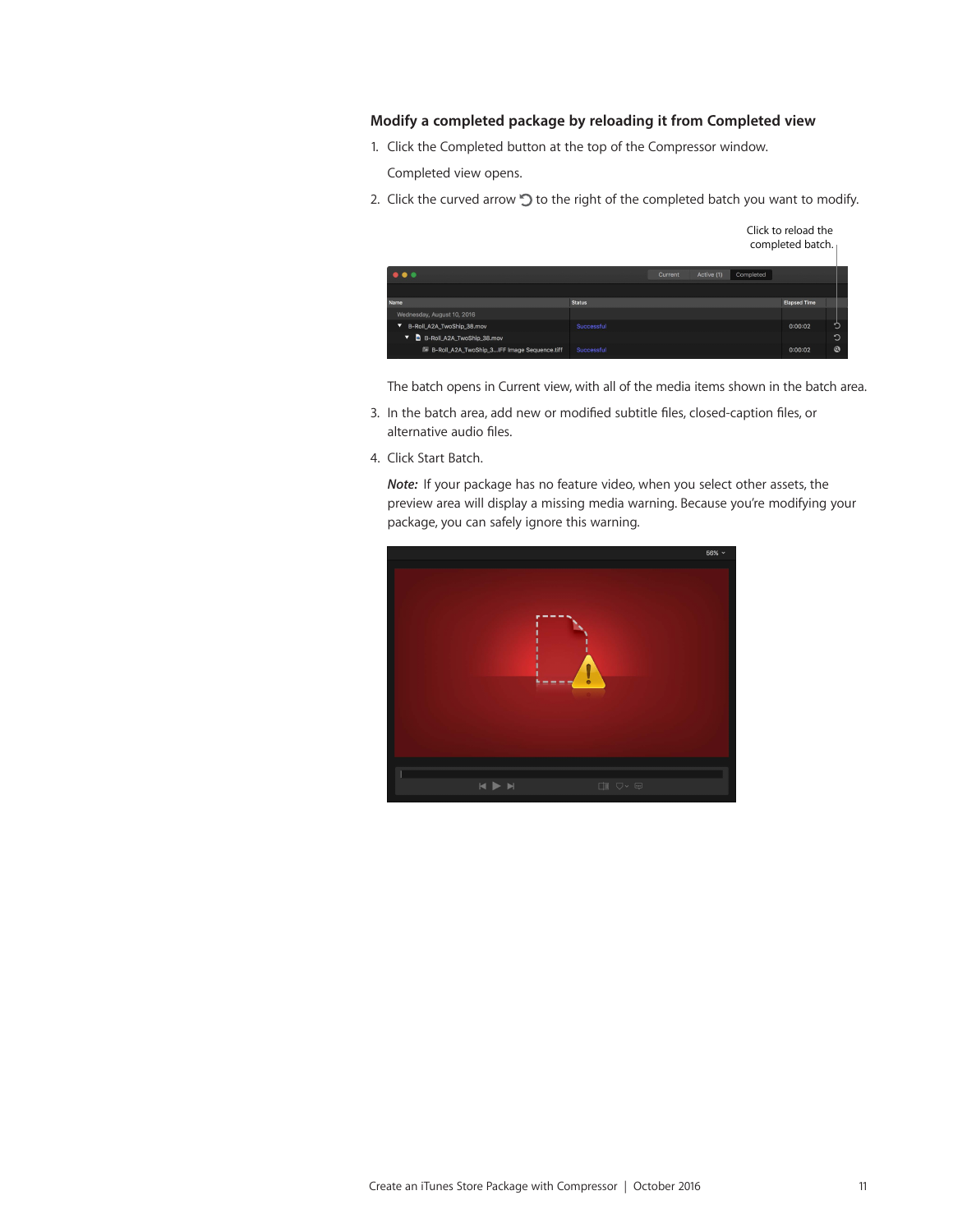### Modify a completed package by reloading it from Completed view

1. Click the Completed button at the top of the Compressor window.

   Completed view opens.

2. Click the curved arrow to the right of the completed batch you want to modify.

   Click to reload the completed batch.

   The batch opens in Current view, with all of the media items shown in the batch area.

3. In the batch area, add new or modified subtitle files, closed-caption files, or alternative audio files.

4. Click Start Batch.

   *Note:* If your package has no feature video, when you select other assets, the preview area will display a missing media warning. Because you're modifying your package, you can safely ignore this warning.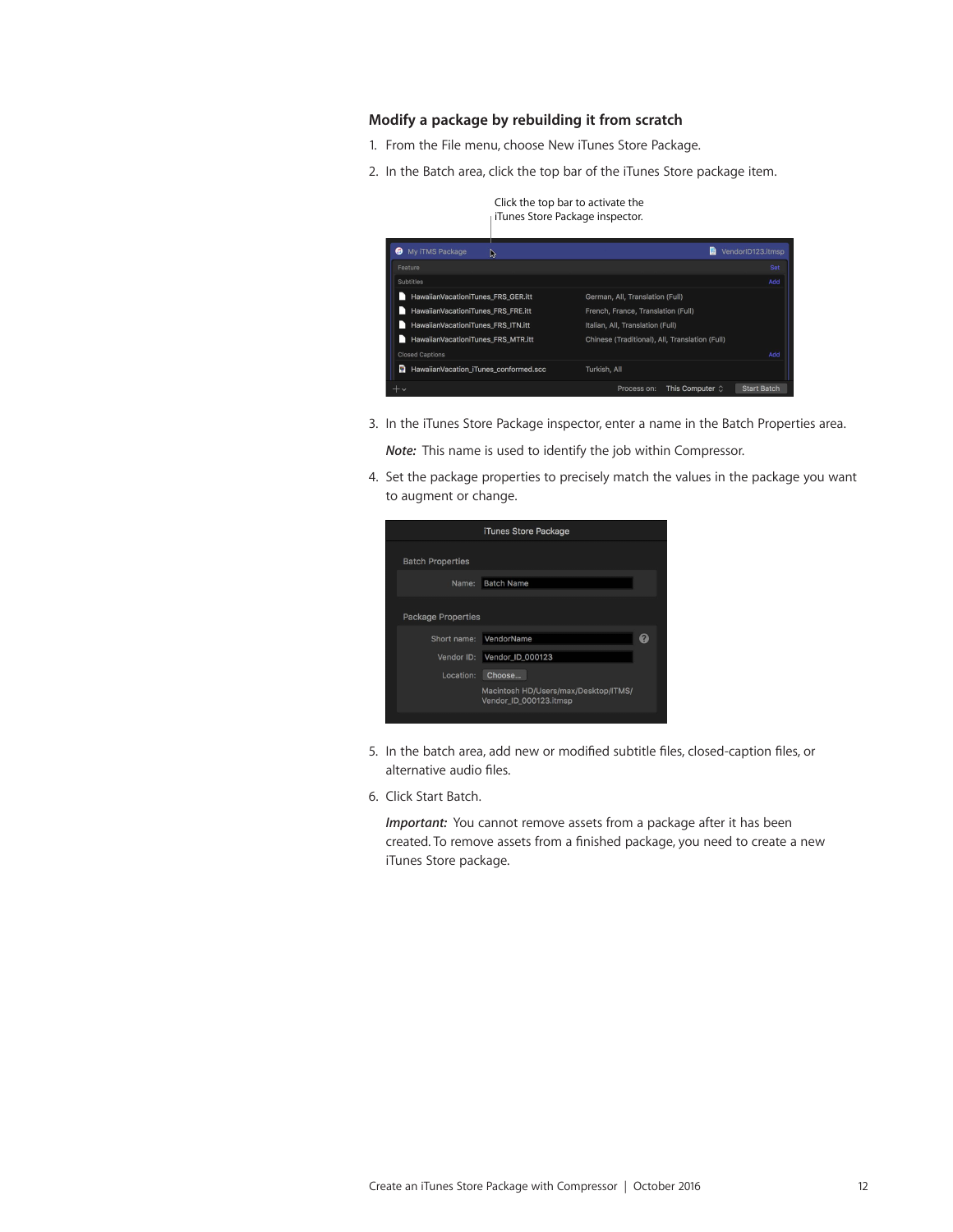### Modify a package by rebuilding it from scratch

1. From the File menu, choose New iTunes Store Package.
2. In the Batch area, click the top bar of the iTunes Store package item.

   Click the top bar to activate the iTunes Store Package inspector.

3. In the iTunes Store Package inspector, enter a name in the Batch Properties area.

   ***Note:*** This name is used to identify the job within Compressor.

4. Set the package properties to precisely match the values in the package you want to augment or change.
5. In the batch area, add new or modified subtitle files, closed-caption files, or alternative audio files.
6. Click Start Batch.

   ***Important:*** You cannot remove assets from a package after it has been created. To remove assets from a finished package, you need to create a new iTunes Store package.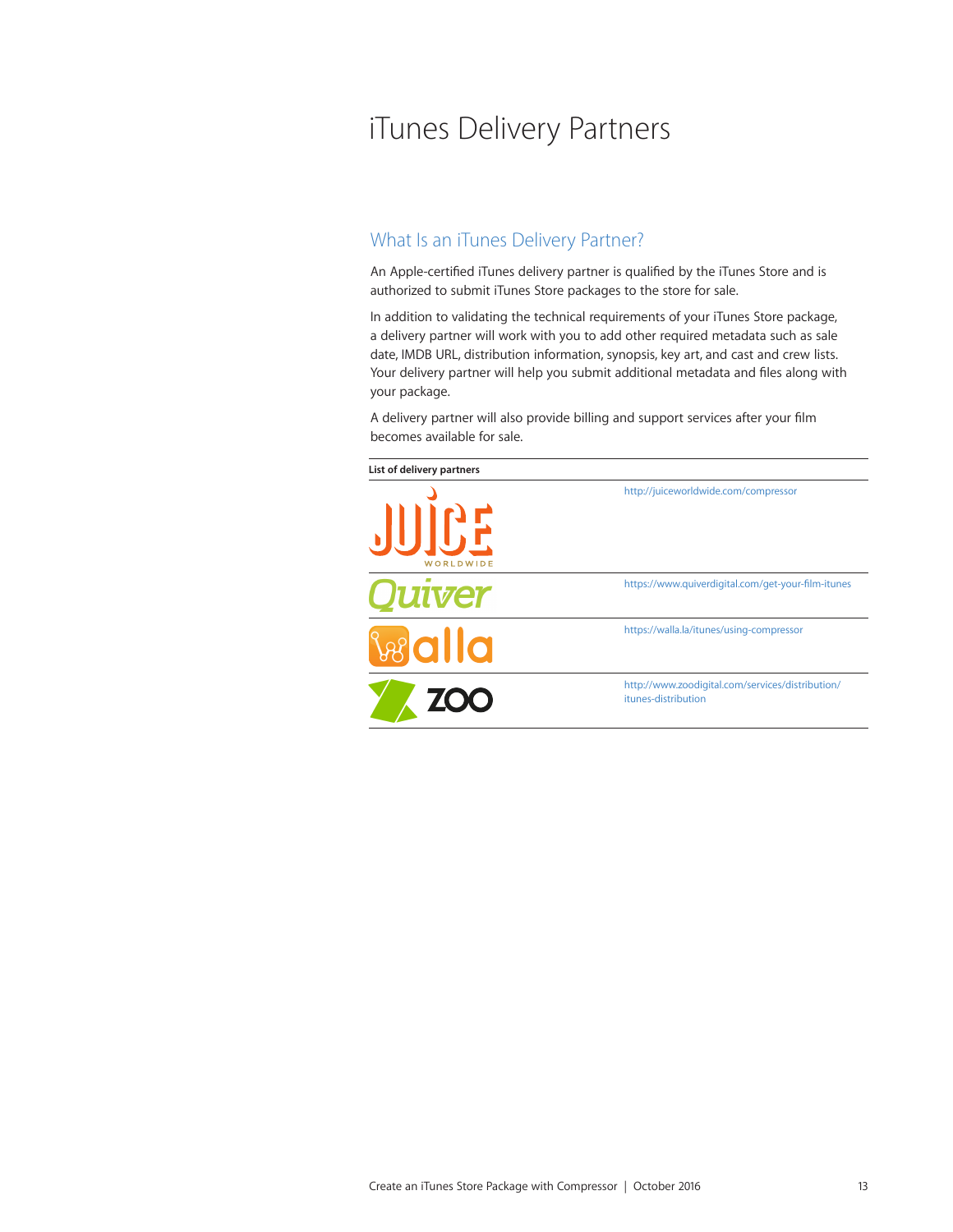# iTunes Delivery Partners

## What Is an iTunes Delivery Partner?

An Apple-certified iTunes delivery partner is qualified by the iTunes Store and is authorized to submit iTunes Store packages to the store for sale.

In addition to validating the technical requirements of your iTunes Store package, a delivery partner will work with you to add other required metadata such as sale date, IMDB URL, distribution information, synopsis, key art, and cast and crew lists. Your delivery partner will help you submit additional metadata and files along with your package.

A delivery partner will also provide billing and support services after your film becomes available for sale.

**List of delivery partners**

| Partner | Link |
|---|---|
| Juice Worldwide | http://juiceworldwide.com/compressor |
| Quiver | https://www.quiverdigital.com/get-your-film-itunes |
| Walla | https://walla.la/itunes/using-compressor |
| ZOO | http://www.zoodigital.com/services/distribution/itunes-distribution |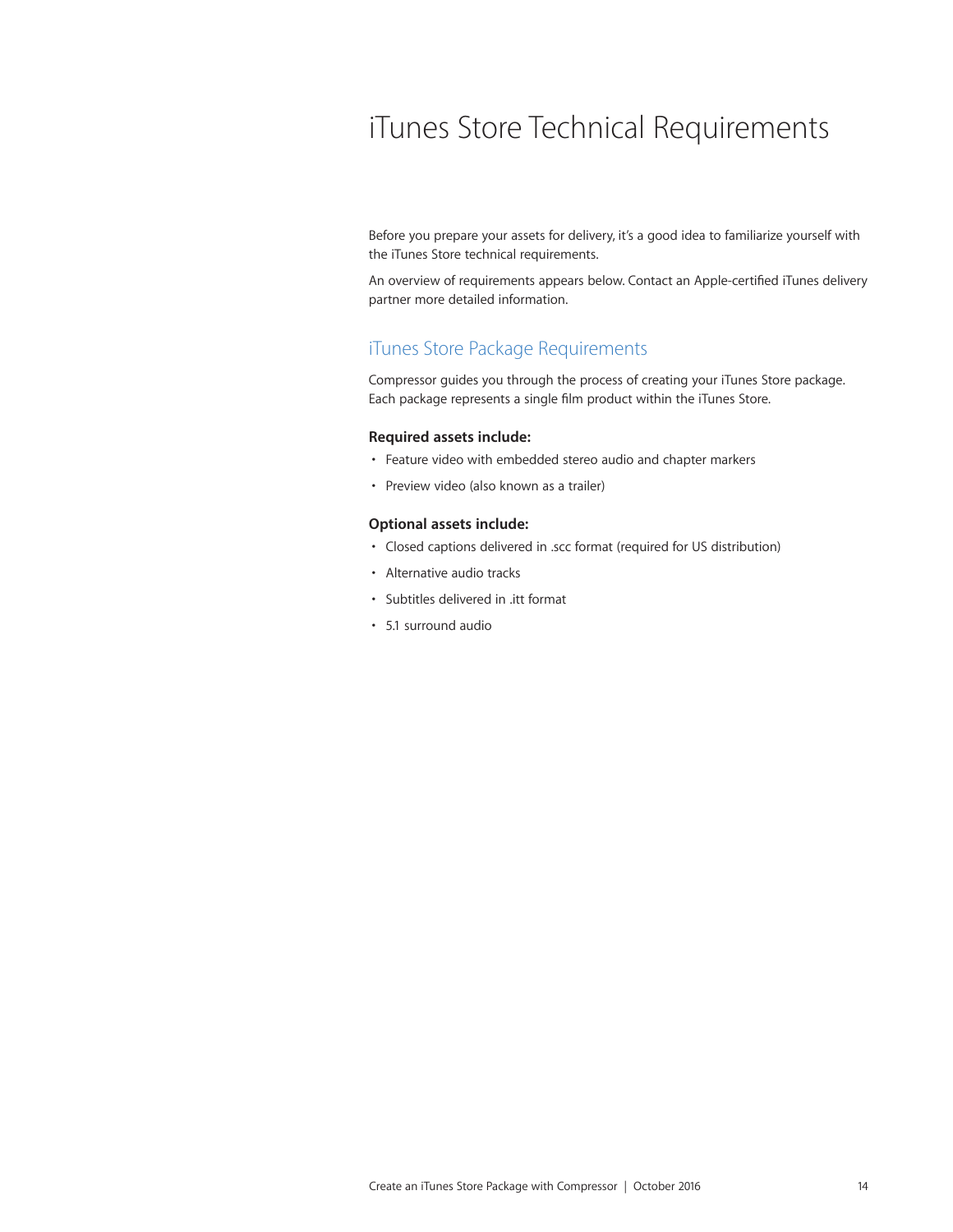# iTunes Store Technical Requirements

Before you prepare your assets for delivery, it's a good idea to familiarize yourself with the iTunes Store technical requirements.

An overview of requirements appears below. Contact an Apple-certified iTunes delivery partner more detailed information.

## iTunes Store Package Requirements

Compressor guides you through the process of creating your iTunes Store package. Each package represents a single film product within the iTunes Store.

**Required assets include:**

- Feature video with embedded stereo audio and chapter markers
- Preview video (also known as a trailer)

**Optional assets include:**

- Closed captions delivered in .scc format (required for US distribution)
- Alternative audio tracks
- Subtitles delivered in .itt format
- 5.1 surround audio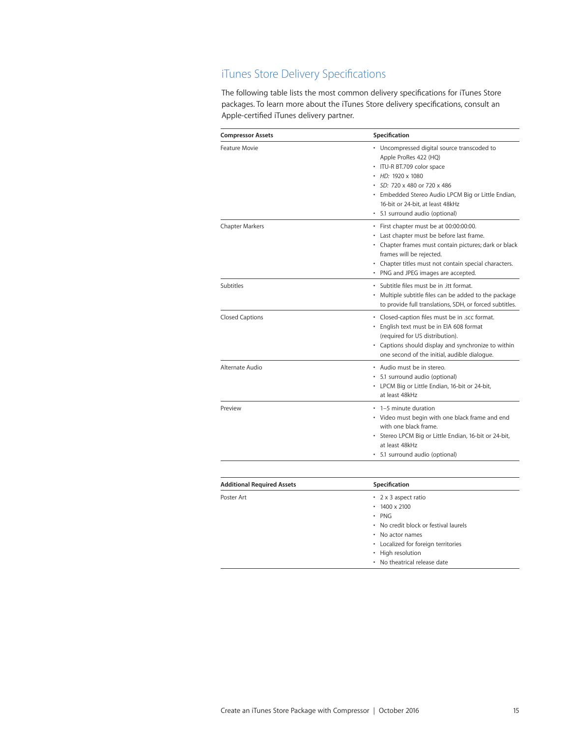## iTunes Store Delivery Specifications

The following table lists the most common delivery specifications for iTunes Store packages. To learn more about the iTunes Store delivery specifications, consult an Apple-certified iTunes delivery partner.

| Compressor Assets | Specification |
| --- | --- |
| Feature Movie | • Uncompressed digital source transcoded to Apple ProRes 422 (HQ)<br>• ITU-R BT.709 color space<br>• *HD:* 1920 x 1080<br>• *SD:* 720 x 480 or 720 x 486<br>• Embedded Stereo Audio LPCM Big or Little Endian, 16-bit or 24-bit, at least 48kHz<br>• 5.1 surround audio (optional) |
| Chapter Markers | • First chapter must be at 00:00:00:00.<br>• Last chapter must be before last frame.<br>• Chapter frames must contain pictures; dark or black frames will be rejected.<br>• Chapter titles must not contain special characters.<br>• PNG and JPEG images are accepted. |
| Subtitles | • Subtitle files must be in .itt format.<br>• Multiple subtitle files can be added to the package to provide full translations, SDH, or forced subtitles. |
| Closed Captions | • Closed-caption files must be in .scc format.<br>• English text must be in EIA 608 format (required for US distribution).<br>• Captions should display and synchronize to within one second of the initial, audible dialogue. |
| Alternate Audio | • Audio must be in stereo.<br>• 5.1 surround audio (optional)<br>• LPCM Big or Little Endian, 16-bit or 24-bit, at least 48kHz |
| Preview | • 1–5 minute duration<br>• Video must begin with one black frame and end with one black frame.<br>• Stereo LPCM Big or Little Endian, 16-bit or 24-bit, at least 48kHz<br>• 5.1 surround audio (optional) |

| Additional Required Assets | Specification |
| --- | --- |
| Poster Art | • 2 x 3 aspect ratio<br>• 1400 x 2100<br>• PNG<br>• No credit block or festival laurels<br>• No actor names<br>• Localized for foreign territories<br>• High resolution<br>• No theatrical release date |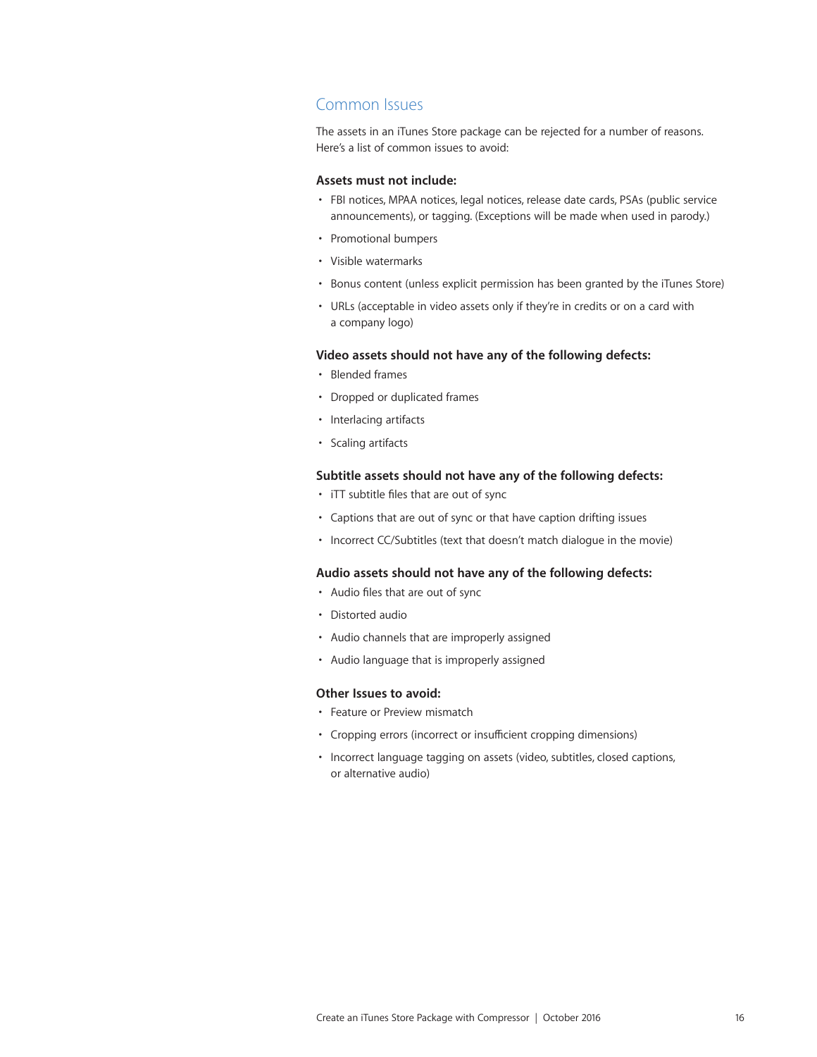## Common Issues

The assets in an iTunes Store package can be rejected for a number of reasons. Here's a list of common issues to avoid:

**Assets must not include:**

- FBI notices, MPAA notices, legal notices, release date cards, PSAs (public service announcements), or tagging. (Exceptions will be made when used in parody.)
- Promotional bumpers
- Visible watermarks
- Bonus content (unless explicit permission has been granted by the iTunes Store)
- URLs (acceptable in video assets only if they're in credits or on a card with a company logo)

**Video assets should not have any of the following defects:**

- Blended frames
- Dropped or duplicated frames
- Interlacing artifacts
- Scaling artifacts

**Subtitle assets should not have any of the following defects:**

- iTT subtitle files that are out of sync
- Captions that are out of sync or that have caption drifting issues
- Incorrect CC/Subtitles (text that doesn't match dialogue in the movie)

**Audio assets should not have any of the following defects:**

- Audio files that are out of sync
- Distorted audio
- Audio channels that are improperly assigned
- Audio language that is improperly assigned

**Other Issues to avoid:**

- Feature or Preview mismatch
- Cropping errors (incorrect or insufficient cropping dimensions)
- Incorrect language tagging on assets (video, subtitles, closed captions, or alternative audio)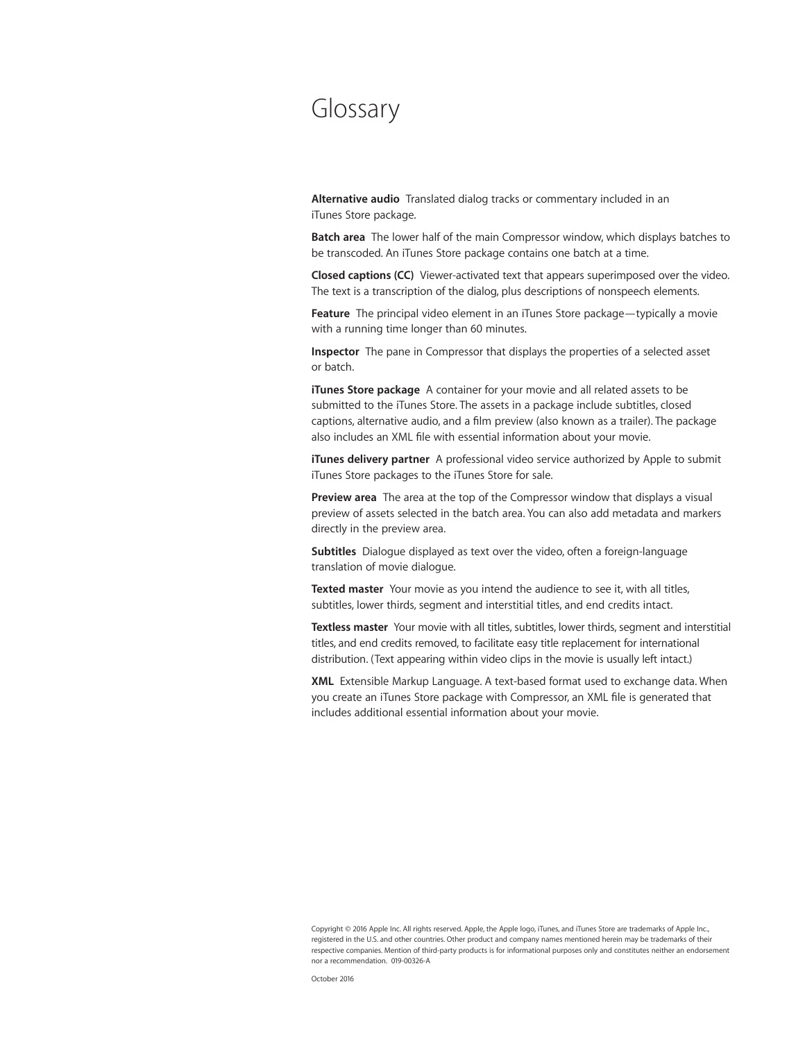# Glossary

**Alternative audio** Translated dialog tracks or commentary included in an iTunes Store package.

**Batch area** The lower half of the main Compressor window, which displays batches to be transcoded. An iTunes Store package contains one batch at a time.

**Closed captions (CC)** Viewer-activated text that appears superimposed over the video. The text is a transcription of the dialog, plus descriptions of nonspeech elements.

**Feature** The principal video element in an iTunes Store package—typically a movie with a running time longer than 60 minutes.

**Inspector** The pane in Compressor that displays the properties of a selected asset or batch.

**iTunes Store package** A container for your movie and all related assets to be submitted to the iTunes Store. The assets in a package include subtitles, closed captions, alternative audio, and a film preview (also known as a trailer). The package also includes an XML file with essential information about your movie.

**iTunes delivery partner** A professional video service authorized by Apple to submit iTunes Store packages to the iTunes Store for sale.

**Preview area** The area at the top of the Compressor window that displays a visual preview of assets selected in the batch area. You can also add metadata and markers directly in the preview area.

**Subtitles** Dialogue displayed as text over the video, often a foreign-language translation of movie dialogue.

**Texted master** Your movie as you intend the audience to see it, with all titles, subtitles, lower thirds, segment and interstitial titles, and end credits intact.

**Textless master** Your movie with all titles, subtitles, lower thirds, segment and interstitial titles, and end credits removed, to facilitate easy title replacement for international distribution. (Text appearing within video clips in the movie is usually left intact.)

**XML** Extensible Markup Language. A text-based format used to exchange data. When you create an iTunes Store package with Compressor, an XML file is generated that includes additional essential information about your movie.

Copyright © 2016 Apple Inc. All rights reserved. Apple, the Apple logo, iTunes, and iTunes Store are trademarks of Apple Inc., registered in the U.S. and other countries. Other product and company names mentioned herein may be trademarks of their respective companies. Mention of third-party products is for informational purposes only and constitutes neither an endorsement nor a recommendation. 019-00326-A

October 2016